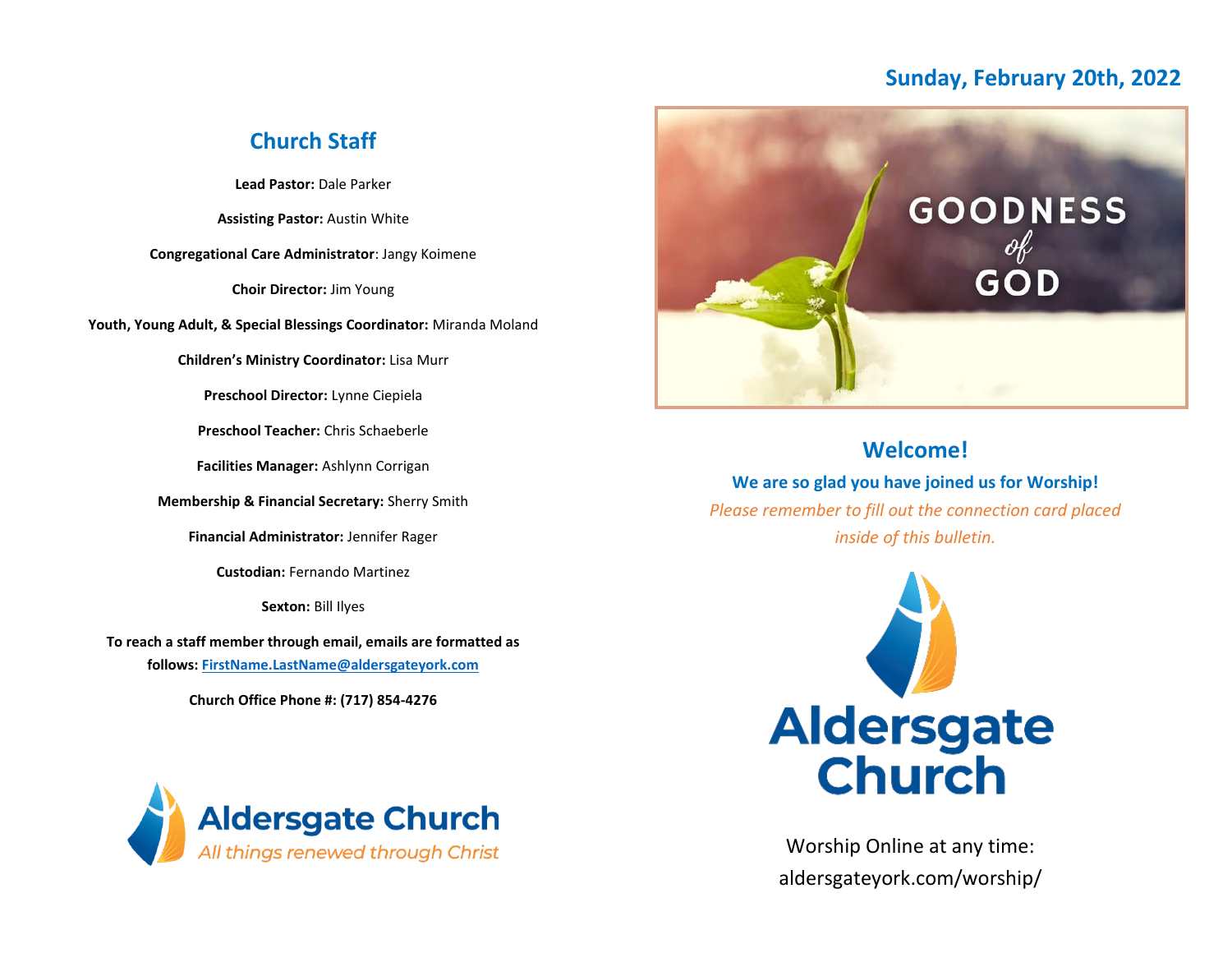## Church Staff

**Lead Pastor:** Dale Parker

**Assisting Pastor:** Austin White

**Congregational Care Administrator**: Jangy Koimene

**Choir Director:** Jim Young

**Youth, Young Adult, & Special Blessings Coordinator:** Miranda Moland

**Children's Ministry Coordinator:** Lisa Murr

**Preschool Director:** Lynne Ciepiela

**Preschool Teacher:** Chris Schaeberle

**Facilities Manager:** Ashlynn Corrigan

**Membership & Financial Secretary:** Sherry Smith

**Financial Administrator:** Jennifer Rager

**Custodian:** Fernando Martinez

**Sexton:** Bill Ilyes

**To reach a staff member through email, emails are formatted as follows: FirstName.LastName@aldersgateyork.com**

**Church Office Phone #: (717) 854-4276**

Aldersgate Church

*All things renewed through Christ*

## Sunday, February 20th, 2022

GOODNESS *of* GOD

## Welcome!

**We are so glad you have joined us for Worship!**

*Please remember to fill out the connection card placed inside of this bulletin.*

Aldersgate Church

Worship Online at any time:
aldersgateyork.com/worship/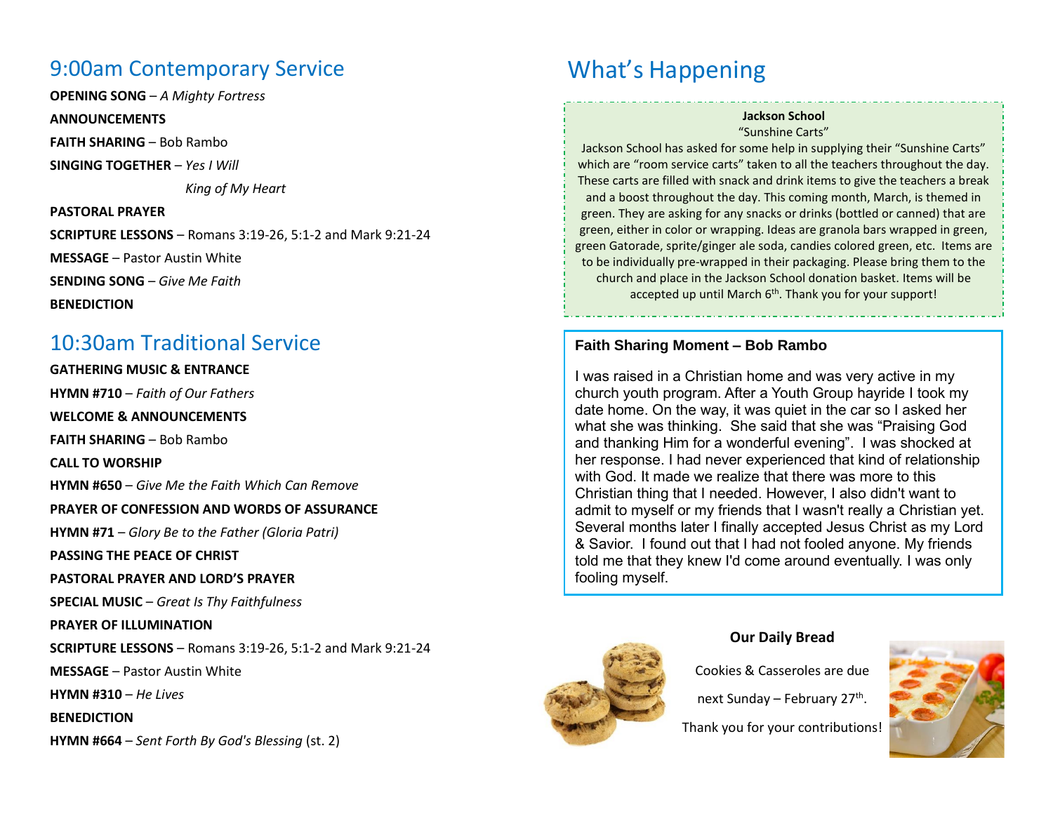## 9:00am Contemporary Service

**OPENING SONG** – *A Mighty Fortress*

**ANNOUNCEMENTS**

**FAITH SHARING** – Bob Rambo

**SINGING TOGETHER** – *Yes I Will*

*King of My Heart*

**PASTORAL PRAYER**

**SCRIPTURE LESSONS** – Romans 3:19-26, 5:1-2 and Mark 9:21-24

**MESSAGE** – Pastor Austin White

**SENDING SONG** – *Give Me Faith*

**BENEDICTION**

## 10:30am Traditional Service

**GATHERING MUSIC & ENTRANCE**

**HYMN #710** – *Faith of Our Fathers*

**WELCOME & ANNOUNCEMENTS**

**FAITH SHARING** – Bob Rambo

**CALL TO WORSHIP**

**HYMN #650** – *Give Me the Faith Which Can Remove*

**PRAYER OF CONFESSION AND WORDS OF ASSURANCE**

**HYMN #71** – *Glory Be to the Father (Gloria Patri)*

**PASSING THE PEACE OF CHRIST**

**PASTORAL PRAYER AND LORD'S PRAYER**

**SPECIAL MUSIC** – *Great Is Thy Faithfulness*

**PRAYER OF ILLUMINATION**

**SCRIPTURE LESSONS** – Romans 3:19-26, 5:1-2 and Mark 9:21-24

**MESSAGE** – Pastor Austin White

**HYMN #310** – *He Lives*

**BENEDICTION**

**HYMN #664** – *Sent Forth By God's Blessing* (st. 2)

# What's Happening

**Jackson School**

"Sunshine Carts"

Jackson School has asked for some help in supplying their "Sunshine Carts" which are "room service carts" taken to all the teachers throughout the day. These carts are filled with snack and drink items to give the teachers a break and a boost throughout the day. This coming month, March, is themed in green. They are asking for any snacks or drinks (bottled or canned) that are green, either in color or wrapping. Ideas are granola bars wrapped in green, green Gatorade, sprite/ginger ale soda, candies colored green, etc. Items are to be individually pre-wrapped in their packaging. Please bring them to the church and place in the Jackson School donation basket. Items will be accepted up until March 6th. Thank you for your support!

**Faith Sharing Moment – Bob Rambo**

I was raised in a Christian home and was very active in my church youth program. After a Youth Group hayride I took my date home. On the way, it was quiet in the car so I asked her what she was thinking. She said that she was "Praising God and thanking Him for a wonderful evening". I was shocked at her response. I had never experienced that kind of relationship with God. It made me realize that there was more to this Christian thing that I needed. However, I also didn't want to admit to myself or my friends that I wasn't really a Christian yet. Several months later I finally accepted Jesus Christ as my Lord & Savior. I found out that I had not fooled anyone. My friends told me that they knew I'd come around eventually. I was only fooling myself.

**Our Daily Bread**

Cookies & Casseroles are due

next Sunday – February 27th.

Thank you for your contributions!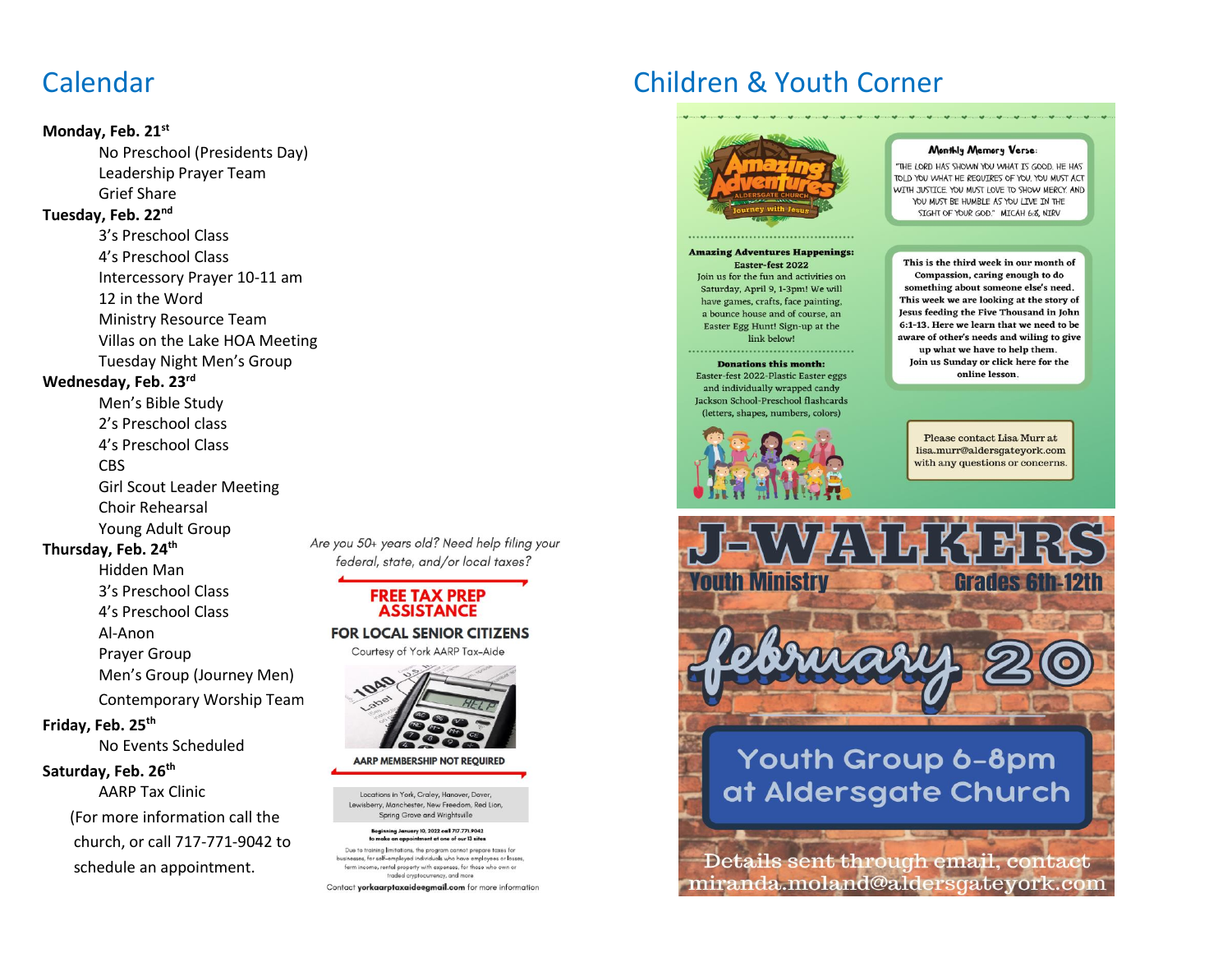# Calendar

**Monday, Feb. 21st**

- No Preschool (Presidents Day)
- Leadership Prayer Team
- Grief Share

**Tuesday, Feb. 22nd**

- 3's Preschool Class
- 4's Preschool Class
- Intercessory Prayer 10-11 am
- 12 in the Word
- Ministry Resource Team
- Villas on the Lake HOA Meeting
- Tuesday Night Men's Group

**Wednesday, Feb. 23rd**

- Men's Bible Study
- 2's Preschool class
- 4's Preschool Class
- CBS
- Girl Scout Leader Meeting
- Choir Rehearsal
- Young Adult Group

**Thursday, Feb. 24th**

- Hidden Man
- 3's Preschool Class
- 4's Preschool Class
- Al-Anon
- Prayer Group
- Men's Group (Journey Men)
- Contemporary Worship Team

**Friday, Feb. 25th**

- No Events Scheduled

**Saturday, Feb. 26th**

- AARP Tax Clinic

(For more information call the church, or call 717-771-9042 to schedule an appointment.

*Are you 50+ years old? Need help filing your federal, state, and/or local taxes?*

**FREE TAX PREP ASSISTANCE**

**FOR LOCAL SENIOR CITIZENS**

Courtesy of York AARP Tax-Aide

**AARP MEMBERSHIP NOT REQUIRED**

Locations in York, Craley, Hanover, Dover, Lewisberry, Manchester, New Freedom, Red Lion, Spring Grove and Wrightsville

**Beginning January 10, 2022 call 717.771.9042 to make an appointment at one of our 13 sites**

Due to training limitations, the program cannot prepare taxes for businesses, for self-employed individuals who have employees or losses, farm income, rental property with expenses, for those who own or traded cryptocurrency, and more.

Contact **yorkaarptaxaide@gmail.com** for more information

# Children & Youth Corner

**Amazing Adventures** — Aldersgate Church — Journey with Jesus

**Monthly Memory Verse:**

"THE LORD HAS SHOWN YOU WHAT IS GOOD. HE HAS TOLD YOU WHAT HE REQUIRES OF YOU. YOU MUST ACT WITH JUSTICE. YOU MUST LOVE TO SHOW MERCY. AND YOU MUST BE HUMBLE AS YOU LIVE IN THE SIGHT OF YOUR GOD." MICAH 6:8, NIRV

**Amazing Adventures Happenings:**

**Easter-fest 2022**

Join us for the fun and activities on Saturday, April 9, 1-3pm! We will have games, crafts, face painting, a bounce house and of course, an Easter Egg Hunt! Sign-up at the link below!

**Donations this month:**

Easter-fest 2022-Plastic Easter eggs and individually wrapped candy

Jackson School-Preschool flashcards (letters, shapes, numbers, colors)

**This is the third week in our month of Compassion, caring enough to do something about someone else's need. This week we are looking at the story of Jesus feeding the Five Thousand in John 6:1-13. Here we learn that we need to be aware of other's needs and wiling to give up what we have to help them. Join us Sunday or click here for the online lesson.**

Please contact Lisa Murr at lisa.murr@aldersgateyork.com with any questions or concerns.

# J-WALKERS

**Youth Ministry** — **Grades 6th-12th**

**february 20**

**Youth Group 6-8pm at Aldersgate Church**

Details sent through email, contact miranda.moland@aldersgateyork.com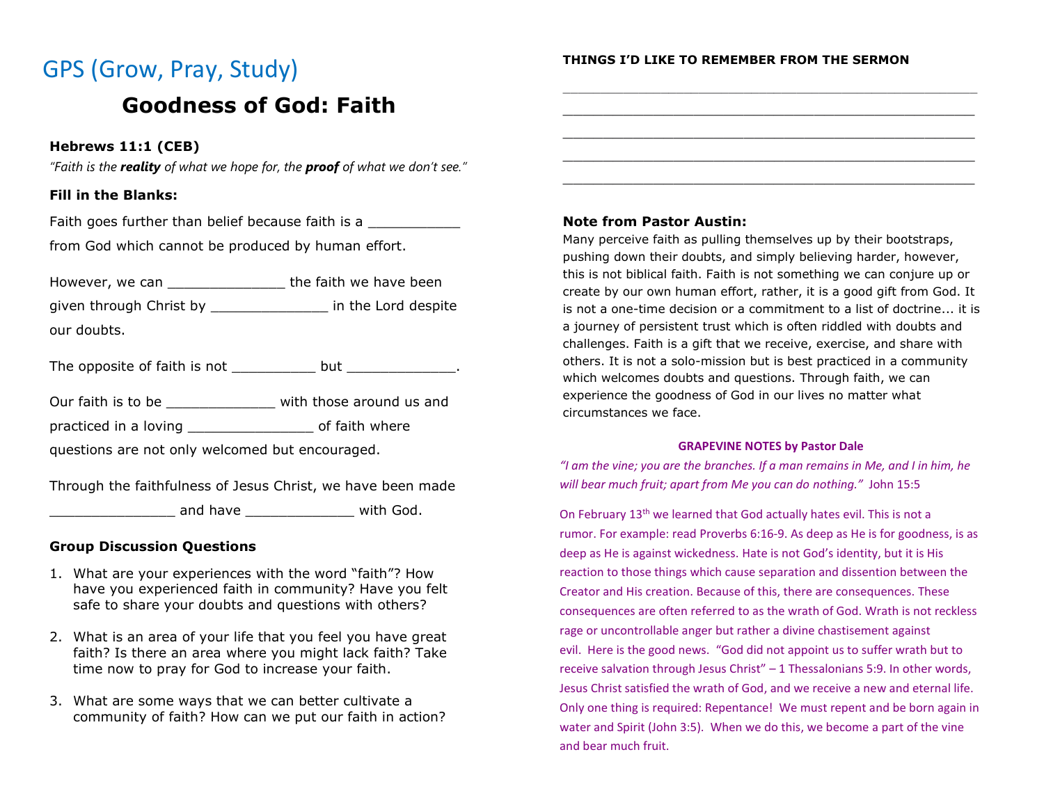## GPS (Grow, Pray, Study)

# Goodness of God: Faith

**Hebrews 11:1 (CEB)**

*"Faith is the **reality** of what we hope for, the **proof** of what we don't see."*

**Fill in the Blanks:**

Faith goes further than belief because faith is a ___________ from God which cannot be produced by human effort.

However, we can ______________ the faith we have been given through Christ by ______________ in the Lord despite our doubts.

The opposite of faith is not __________ but _____________.

Our faith is to be _____________ with those around us and practiced in a loving _______________ of faith where questions are not only welcomed but encouraged.

Through the faithfulness of Jesus Christ, we have been made _______________ and have _____________ with God.

**Group Discussion Questions**

1. What are your experiences with the word "faith"? How have you experienced faith in community? Have you felt safe to share your doubts and questions with others?
2. What is an area of your life that you feel you have great faith? Is there an area where you might lack faith? Take time now to pray for God to increase your faith.
3. What are some ways that we can better cultivate a community of faith? How can we put our faith in action?

**THINGS I'D LIKE TO REMEMBER FROM THE SERMON**

_______________________________________________________

_______________________________________________________

_______________________________________________________

_______________________________________________________

_______________________________________________________

**Note from Pastor Austin:**

Many perceive faith as pulling themselves up by their bootstraps, pushing down their doubts, and simply believing harder, however, this is not biblical faith. Faith is not something we can conjure up or create by our own human effort, rather, it is a good gift from God. It is not a one-time decision or a commitment to a list of doctrine... it is a journey of persistent trust which is often riddled with doubts and challenges. Faith is a gift that we receive, exercise, and share with others. It is not a solo-mission but is best practiced in a community which welcomes doubts and questions. Through faith, we can experience the goodness of God in our lives no matter what circumstances we face.

**GRAPEVINE NOTES by Pastor Dale**

*"I am the vine; you are the branches. If a man remains in Me, and I in him, he will bear much fruit; apart from Me you can do nothing."* John 15:5

On February 13th we learned that God actually hates evil. This is not a rumor. For example: read Proverbs 6:16-9. As deep as He is for goodness, is as deep as He is against wickedness. Hate is not God's identity, but it is His reaction to those things which cause separation and dissention between the Creator and His creation. Because of this, there are consequences. These consequences are often referred to as the wrath of God. Wrath is not reckless rage or uncontrollable anger but rather a divine chastisement against evil. Here is the good news. "God did not appoint us to suffer wrath but to receive salvation through Jesus Christ" – 1 Thessalonians 5:9. In other words, Jesus Christ satisfied the wrath of God, and we receive a new and eternal life. Only one thing is required: Repentance! We must repent and be born again in water and Spirit (John 3:5). When we do this, we become a part of the vine and bear much fruit.